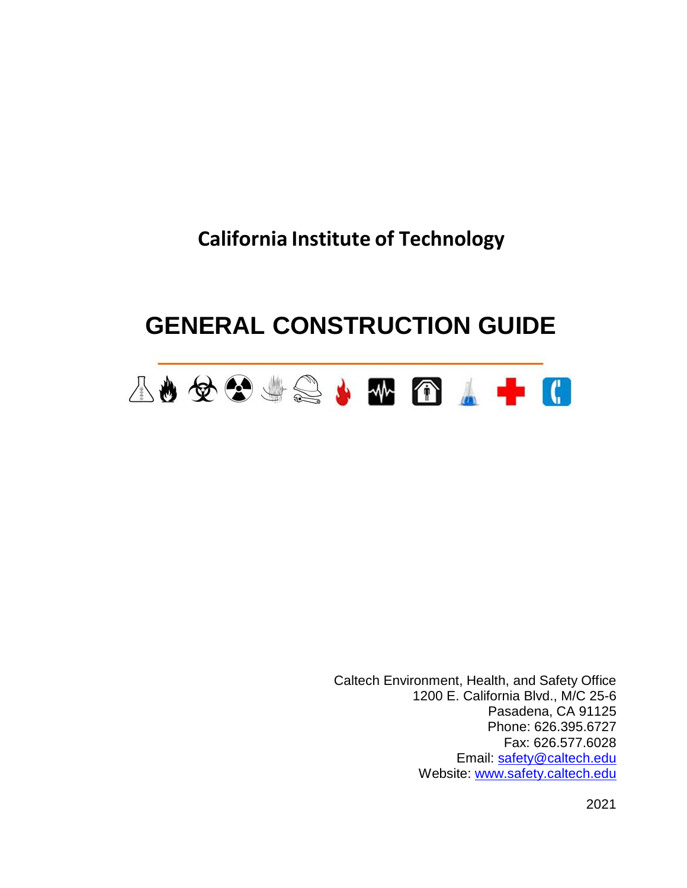**California Institute of Technology**

# GENERAL CONSTRUCTION GUIDE

Caltech Environment, Health, and Safety Office
1200 E. California Blvd., M/C 25-6
Pasadena, CA 91125
Phone: 626.395.6727
Fax: 626.577.6028
Email: [safety@caltech.edu](mailto:safety@caltech.edu)
Website: [www.safety.caltech.edu](http://www.safety.caltech.edu)

2021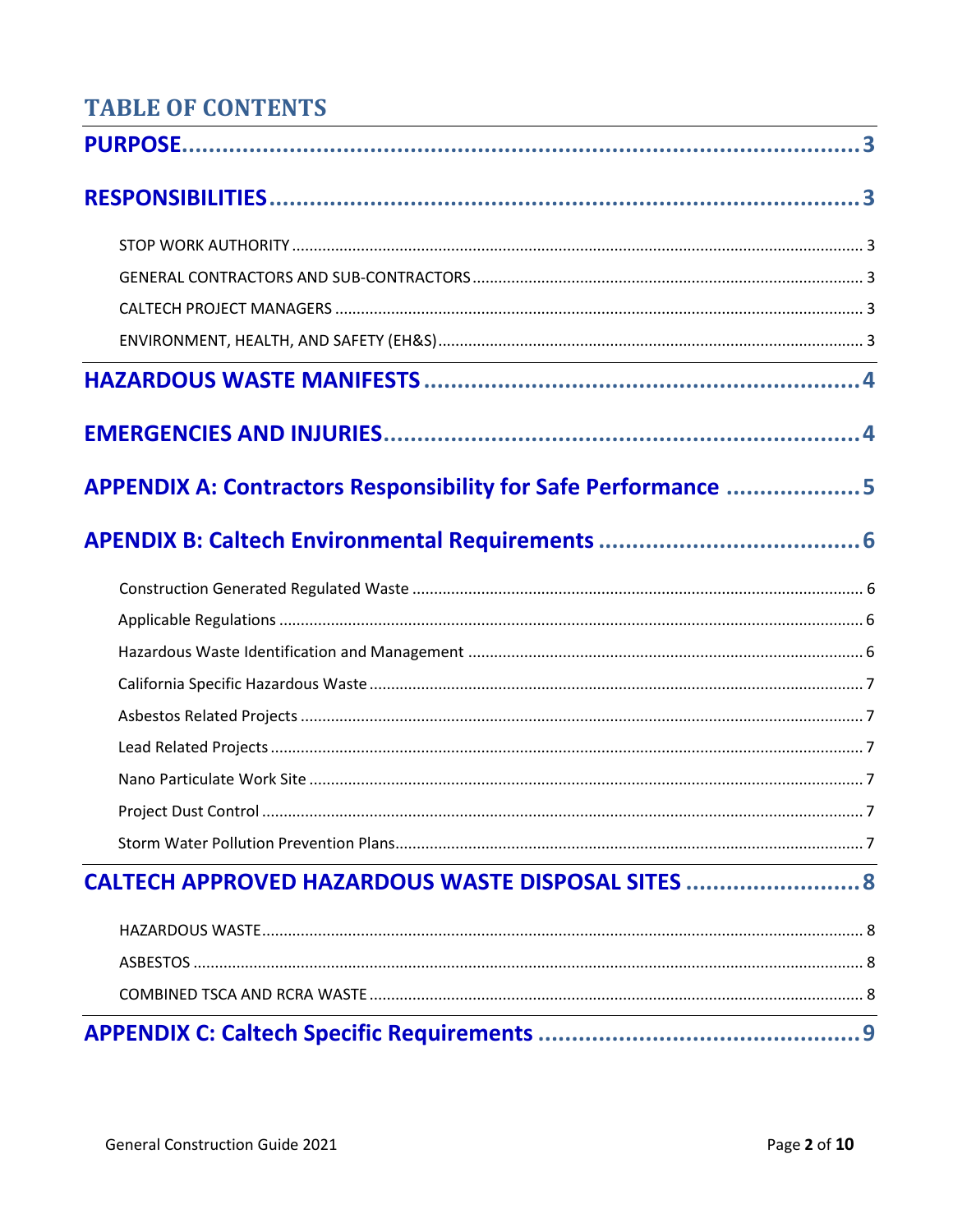# TABLE OF CONTENTS

PURPOSE ........................................................................................ 3

RESPONSIBILITIES ........................................................................................ 3

- STOP WORK AUTHORITY ........................................................................................ 3
- GENERAL CONTRACTORS AND SUB-CONTRACTORS ........................................................................................ 3
- CALTECH PROJECT MANAGERS ........................................................................................ 3
- ENVIRONMENT, HEALTH, AND SAFETY (EH&S) ........................................................................................ 3

HAZARDOUS WASTE MANIFESTS ........................................................................................ 4

EMERGENCIES AND INJURIES ........................................................................................ 4

APPENDIX A: Contractors Responsibility for Safe Performance ........................................................................................ 5

APENDIX B: Caltech Environmental Requirements ........................................................................................ 6

- Construction Generated Regulated Waste ........................................................................................ 6
- Applicable Regulations ........................................................................................ 6
- Hazardous Waste Identification and Management ........................................................................................ 6
- California Specific Hazardous Waste ........................................................................................ 7
- Asbestos Related Projects ........................................................................................ 7
- Lead Related Projects ........................................................................................ 7
- Nano Particulate Work Site ........................................................................................ 7
- Project Dust Control ........................................................................................ 7
- Storm Water Pollution Prevention Plans ........................................................................................ 7

CALTECH APPROVED HAZARDOUS WASTE DISPOSAL SITES ........................................................................................ 8

- HAZARDOUS WASTE ........................................................................................ 8
- ASBESTOS ........................................................................................ 8
- COMBINED TSCA AND RCRA WASTE ........................................................................................ 8

APPENDIX C: Caltech Specific Requirements ........................................................................................ 9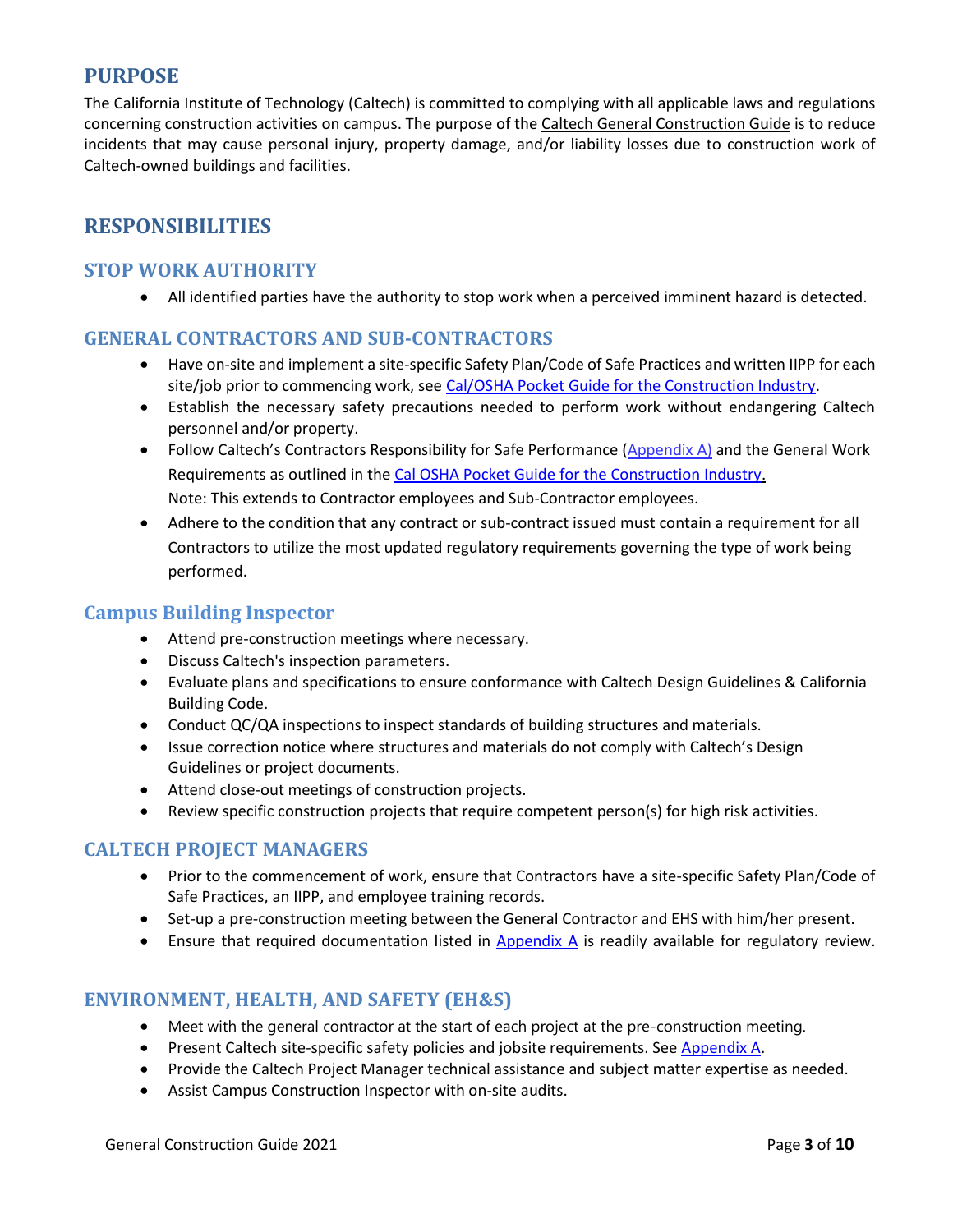## PURPOSE

The California Institute of Technology (Caltech) is committed to complying with all applicable laws and regulations concerning construction activities on campus. The purpose of the Caltech General Construction Guide is to reduce incidents that may cause personal injury, property damage, and/or liability losses due to construction work of Caltech-owned buildings and facilities.

## RESPONSIBILITIES

### STOP WORK AUTHORITY

- All identified parties have the authority to stop work when a perceived imminent hazard is detected.

### GENERAL CONTRACTORS AND SUB-CONTRACTORS

- Have on-site and implement a site-specific Safety Plan/Code of Safe Practices and written IIPP for each site/job prior to commencing work, see Cal/OSHA Pocket Guide for the Construction Industry.
- Establish the necessary safety precautions needed to perform work without endangering Caltech personnel and/or property.
- Follow Caltech's Contractors Responsibility for Safe Performance (Appendix A) and the General Work Requirements as outlined in the Cal OSHA Pocket Guide for the Construction Industry.
  Note: This extends to Contractor employees and Sub-Contractor employees.
- Adhere to the condition that any contract or sub-contract issued must contain a requirement for all Contractors to utilize the most updated regulatory requirements governing the type of work being performed.

### Campus Building Inspector

- Attend pre-construction meetings where necessary.
- Discuss Caltech's inspection parameters.
- Evaluate plans and specifications to ensure conformance with Caltech Design Guidelines & California Building Code.
- Conduct QC/QA inspections to inspect standards of building structures and materials.
- Issue correction notice where structures and materials do not comply with Caltech's Design Guidelines or project documents.
- Attend close-out meetings of construction projects.
- Review specific construction projects that require competent person(s) for high risk activities.

### CALTECH PROJECT MANAGERS

- Prior to the commencement of work, ensure that Contractors have a site-specific Safety Plan/Code of Safe Practices, an IIPP, and employee training records.
- Set-up a pre-construction meeting between the General Contractor and EHS with him/her present.
- Ensure that required documentation listed in Appendix A is readily available for regulatory review.

### ENVIRONMENT, HEALTH, AND SAFETY (EH&S)

- Meet with the general contractor at the start of each project at the pre-construction meeting.
- Present Caltech site-specific safety policies and jobsite requirements. See Appendix A.
- Provide the Caltech Project Manager technical assistance and subject matter expertise as needed.
- Assist Campus Construction Inspector with on-site audits.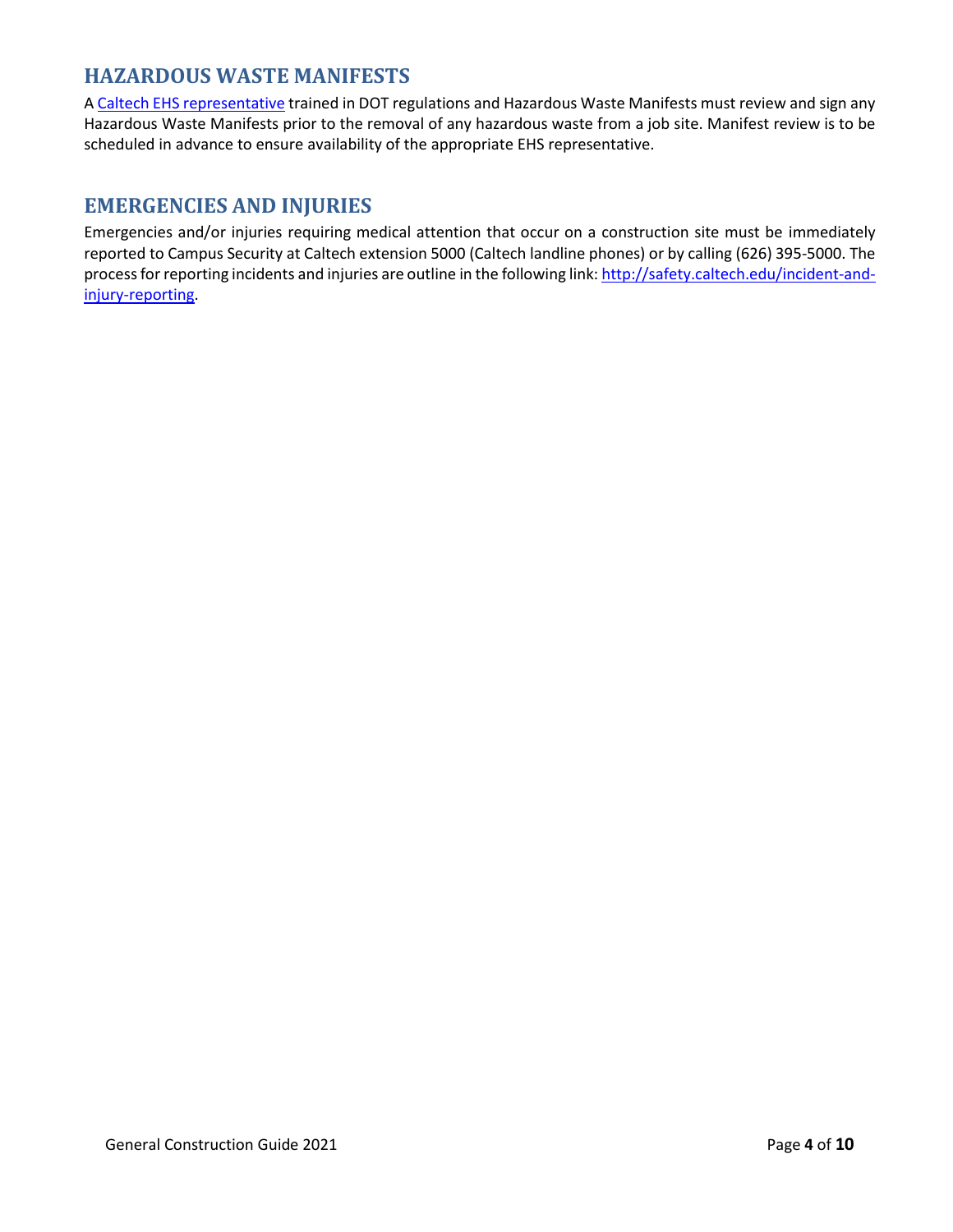## HAZARDOUS WASTE MANIFESTS

A [Caltech EHS representative](#) trained in DOT regulations and Hazardous Waste Manifests must review and sign any Hazardous Waste Manifests prior to the removal of any hazardous waste from a job site. Manifest review is to be scheduled in advance to ensure availability of the appropriate EHS representative.

## EMERGENCIES AND INJURIES

Emergencies and/or injuries requiring medical attention that occur on a construction site must be immediately reported to Campus Security at Caltech extension 5000 (Caltech landline phones) or by calling (626) 395-5000. The process for reporting incidents and injuries are outline in the following link: [http://safety.caltech.edu/incident-and-injury-reporting](http://safety.caltech.edu/incident-and-injury-reporting).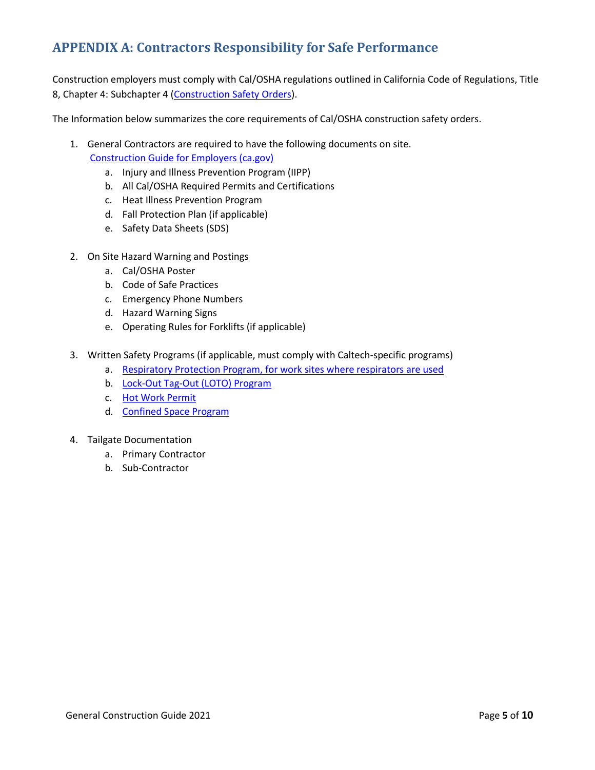## APPENDIX A: Contractors Responsibility for Safe Performance

Construction employers must comply with Cal/OSHA regulations outlined in California Code of Regulations, Title 8, Chapter 4: Subchapter 4 (Construction Safety Orders).

The Information below summarizes the core requirements of Cal/OSHA construction safety orders.

1. General Contractors are required to have the following documents on site.
   Construction Guide for Employers (ca.gov)
   a. Injury and Illness Prevention Program (IIPP)
   b. All Cal/OSHA Required Permits and Certifications
   c. Heat Illness Prevention Program
   d. Fall Protection Plan (if applicable)
   e. Safety Data Sheets (SDS)

2. On Site Hazard Warning and Postings
   a. Cal/OSHA Poster
   b. Code of Safe Practices
   c. Emergency Phone Numbers
   d. Hazard Warning Signs
   e. Operating Rules for Forklifts (if applicable)

3. Written Safety Programs (if applicable, must comply with Caltech-specific programs)
   a. Respiratory Protection Program, for work sites where respirators are used
   b. Lock-Out Tag-Out (LOTO) Program
   c. Hot Work Permit
   d. Confined Space Program

4. Tailgate Documentation
   a. Primary Contractor
   b. Sub-Contractor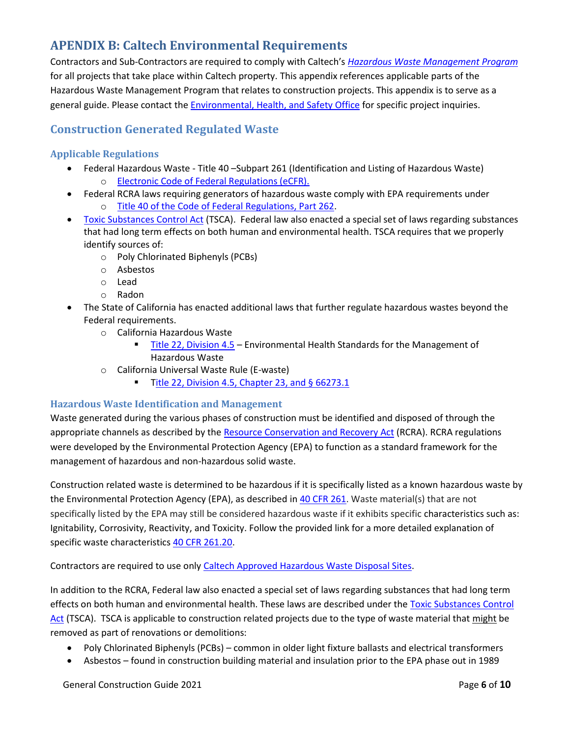## APENDIX B: Caltech Environmental Requirements

Contractors and Sub-Contractors are required to comply with Caltech's *Hazardous Waste Management Program* for all projects that take place within Caltech property. This appendix references applicable parts of the Hazardous Waste Management Program that relates to construction projects. This appendix is to serve as a general guide. Please contact the Environmental, Health, and Safety Office for specific project inquiries.

## Construction Generated Regulated Waste

### Applicable Regulations

- Federal Hazardous Waste - Title 40 –Subpart 261 (Identification and Listing of Hazardous Waste)
  - Electronic Code of Federal Regulations (eCFR).
- Federal RCRA laws requiring generators of hazardous waste comply with EPA requirements under
  - Title 40 of the Code of Federal Regulations, Part 262.
- Toxic Substances Control Act (TSCA). Federal law also enacted a special set of laws regarding substances that had long term effects on both human and environmental health. TSCA requires that we properly identify sources of:
  - Poly Chlorinated Biphenyls (PCBs)
  - Asbestos
  - Lead
  - Radon
- The State of California has enacted additional laws that further regulate hazardous wastes beyond the Federal requirements.
  - California Hazardous Waste
    - Title 22, Division 4.5 – Environmental Health Standards for the Management of Hazardous Waste
  - California Universal Waste Rule (E-waste)
    - Title 22, Division 4.5, Chapter 23, and § 66273.1

### Hazardous Waste Identification and Management

Waste generated during the various phases of construction must be identified and disposed of through the appropriate channels as described by the Resource Conservation and Recovery Act (RCRA). RCRA regulations were developed by the Environmental Protection Agency (EPA) to function as a standard framework for the management of hazardous and non-hazardous solid waste.

Construction related waste is determined to be hazardous if it is specifically listed as a known hazardous waste by the Environmental Protection Agency (EPA), as described in 40 CFR 261. Waste material(s) that are not specifically listed by the EPA may still be considered hazardous waste if it exhibits specific characteristics such as: Ignitability, Corrosivity, Reactivity, and Toxicity. Follow the provided link for a more detailed explanation of specific waste characteristics 40 CFR 261.20.

Contractors are required to use only Caltech Approved Hazardous Waste Disposal Sites.

In addition to the RCRA, Federal law also enacted a special set of laws regarding substances that had long term effects on both human and environmental health. These laws are described under the Toxic Substances Control Act (TSCA). TSCA is applicable to construction related projects due to the type of waste material that might be removed as part of renovations or demolitions:

- Poly Chlorinated Biphenyls (PCBs) – common in older light fixture ballasts and electrical transformers
- Asbestos – found in construction building material and insulation prior to the EPA phase out in 1989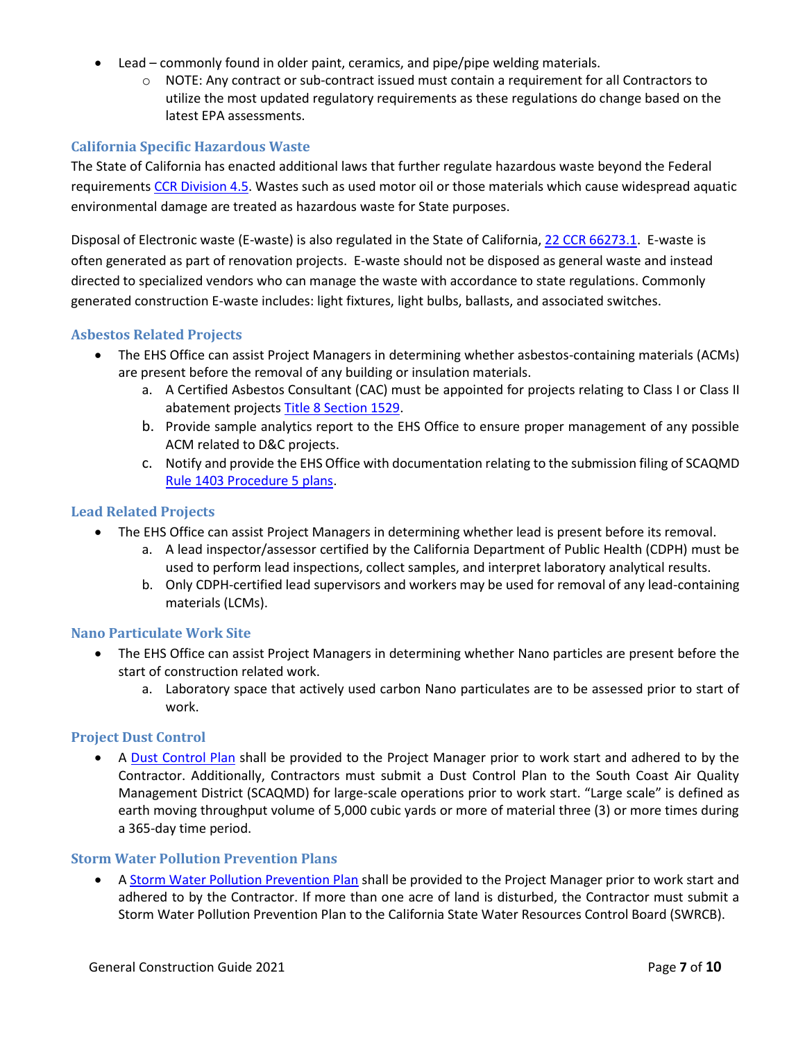- Lead – commonly found in older paint, ceramics, and pipe/pipe welding materials.
  - NOTE: Any contract or sub-contract issued must contain a requirement for all Contractors to utilize the most updated regulatory requirements as these regulations do change based on the latest EPA assessments.

### California Specific Hazardous Waste

The State of California has enacted additional laws that further regulate hazardous waste beyond the Federal requirements CCR Division 4.5. Wastes such as used motor oil or those materials which cause widespread aquatic environmental damage are treated as hazardous waste for State purposes.

Disposal of Electronic waste (E-waste) is also regulated in the State of California, 22 CCR 66273.1. E-waste is often generated as part of renovation projects. E-waste should not be disposed as general waste and instead directed to specialized vendors who can manage the waste with accordance to state regulations. Commonly generated construction E-waste includes: light fixtures, light bulbs, ballasts, and associated switches.

### Asbestos Related Projects

- The EHS Office can assist Project Managers in determining whether asbestos-containing materials (ACMs) are present before the removal of any building or insulation materials.
  a. A Certified Asbestos Consultant (CAC) must be appointed for projects relating to Class I or Class II abatement projects Title 8 Section 1529.
  b. Provide sample analytics report to the EHS Office to ensure proper management of any possible ACM related to D&C projects.
  c. Notify and provide the EHS Office with documentation relating to the submission filing of SCAQMD Rule 1403 Procedure 5 plans.

### Lead Related Projects

- The EHS Office can assist Project Managers in determining whether lead is present before its removal.
  a. A lead inspector/assessor certified by the California Department of Public Health (CDPH) must be used to perform lead inspections, collect samples, and interpret laboratory analytical results.
  b. Only CDPH-certified lead supervisors and workers may be used for removal of any lead-containing materials (LCMs).

### Nano Particulate Work Site

- The EHS Office can assist Project Managers in determining whether Nano particles are present before the start of construction related work.
  a. Laboratory space that actively used carbon Nano particulates are to be assessed prior to start of work.

### Project Dust Control

- A Dust Control Plan shall be provided to the Project Manager prior to work start and adhered to by the Contractor. Additionally, Contractors must submit a Dust Control Plan to the South Coast Air Quality Management District (SCAQMD) for large-scale operations prior to work start. "Large scale" is defined as earth moving throughput volume of 5,000 cubic yards or more of material three (3) or more times during a 365-day time period.

### Storm Water Pollution Prevention Plans

- A Storm Water Pollution Prevention Plan shall be provided to the Project Manager prior to work start and adhered to by the Contractor. If more than one acre of land is disturbed, the Contractor must submit a Storm Water Pollution Prevention Plan to the California State Water Resources Control Board (SWRCB).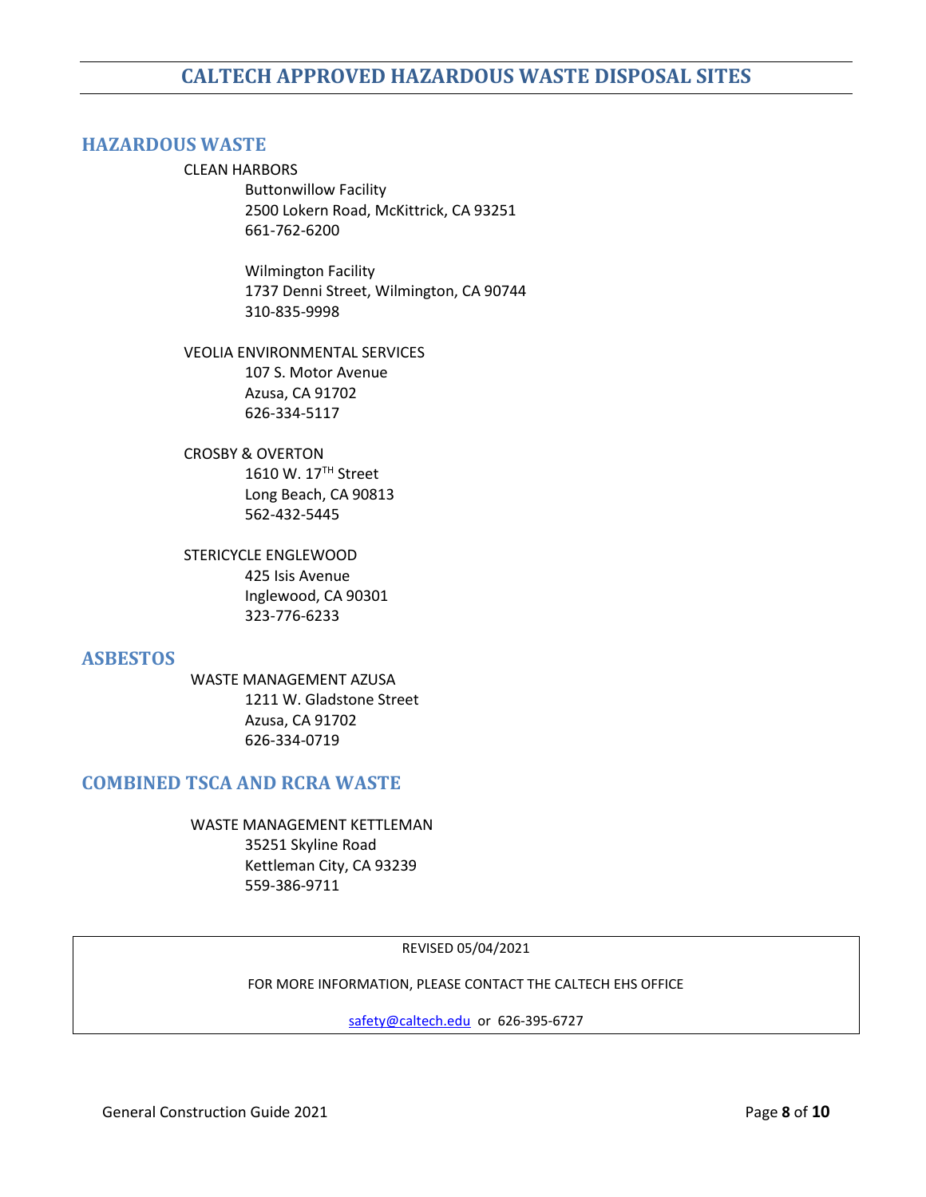# CALTECH APPROVED HAZARDOUS WASTE DISPOSAL SITES

## HAZARDOUS WASTE

CLEAN HARBORS

Buttonwillow Facility
2500 Lokern Road, McKittrick, CA 93251
661-762-6200

Wilmington Facility
1737 Denni Street, Wilmington, CA 90744
310-835-9998

VEOLIA ENVIRONMENTAL SERVICES

107 S. Motor Avenue
Azusa, CA 91702
626-334-5117

CROSBY & OVERTON

1610 W. 17TH Street
Long Beach, CA 90813
562-432-5445

STERICYCLE ENGLEWOOD

425 Isis Avenue
Inglewood, CA 90301
323-776-6233

## ASBESTOS

WASTE MANAGEMENT AZUSA

1211 W. Gladstone Street
Azusa, CA 91702
626-334-0719

## COMBINED TSCA AND RCRA WASTE

WASTE MANAGEMENT KETTLEMAN

35251 Skyline Road
Kettleman City, CA 93239
559-386-9711

REVISED 05/04/2021

FOR MORE INFORMATION, PLEASE CONTACT THE CALTECH EHS OFFICE

safety@caltech.edu or 626-395-6727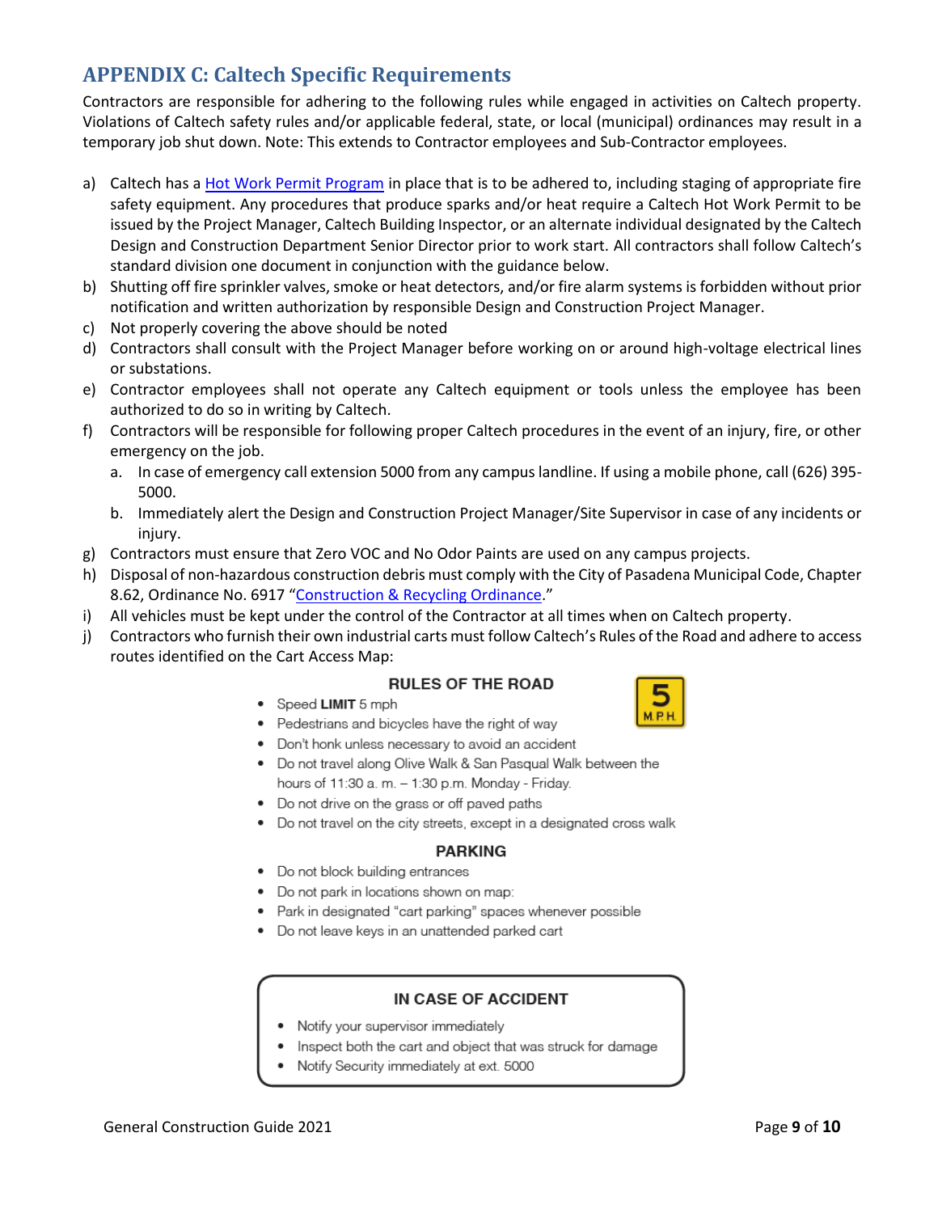## APPENDIX C: Caltech Specific Requirements

Contractors are responsible for adhering to the following rules while engaged in activities on Caltech property. Violations of Caltech safety rules and/or applicable federal, state, or local (municipal) ordinances may result in a temporary job shut down. Note: This extends to Contractor employees and Sub-Contractor employees.

a) Caltech has a Hot Work Permit Program in place that is to be adhered to, including staging of appropriate fire safety equipment. Any procedures that produce sparks and/or heat require a Caltech Hot Work Permit to be issued by the Project Manager, Caltech Building Inspector, or an alternate individual designated by the Caltech Design and Construction Department Senior Director prior to work start. All contractors shall follow Caltech's standard division one document in conjunction with the guidance below.
b) Shutting off fire sprinkler valves, smoke or heat detectors, and/or fire alarm systems is forbidden without prior notification and written authorization by responsible Design and Construction Project Manager.
c) Not properly covering the above should be noted
d) Contractors shall consult with the Project Manager before working on or around high-voltage electrical lines or substations.
e) Contractor employees shall not operate any Caltech equipment or tools unless the employee has been authorized to do so in writing by Caltech.
f) Contractors will be responsible for following proper Caltech procedures in the event of an injury, fire, or other emergency on the job.
   a. In case of emergency call extension 5000 from any campus landline. If using a mobile phone, call (626) 395-5000.
   b. Immediately alert the Design and Construction Project Manager/Site Supervisor in case of any incidents or injury.
g) Contractors must ensure that Zero VOC and No Odor Paints are used on any campus projects.
h) Disposal of non-hazardous construction debris must comply with the City of Pasadena Municipal Code, Chapter 8.62, Ordinance No. 6917 "Construction & Recycling Ordinance."
i) All vehicles must be kept under the control of the Contractor at all times when on Caltech property.
j) Contractors who furnish their own industrial carts must follow Caltech's Rules of the Road and adhere to access routes identified on the Cart Access Map:

### RULES OF THE ROAD

5 M.P.H.

- Speed **LIMIT** 5 mph
- Pedestrians and bicycles have the right of way
- Don't honk unless necessary to avoid an accident
- Do not travel along Olive Walk & San Pasqual Walk between the hours of 11:30 a. m. – 1:30 p.m. Monday - Friday.
- Do not drive on the grass or off paved paths
- Do not travel on the city streets, except in a designated cross walk

### PARKING

- Do not block building entrances
- Do not park in locations shown on map:
- Park in designated "cart parking" spaces whenever possible
- Do not leave keys in an unattended parked cart

### IN CASE OF ACCIDENT

- Notify your supervisor immediately
- Inspect both the cart and object that was struck for damage
- Notify Security immediately at ext. 5000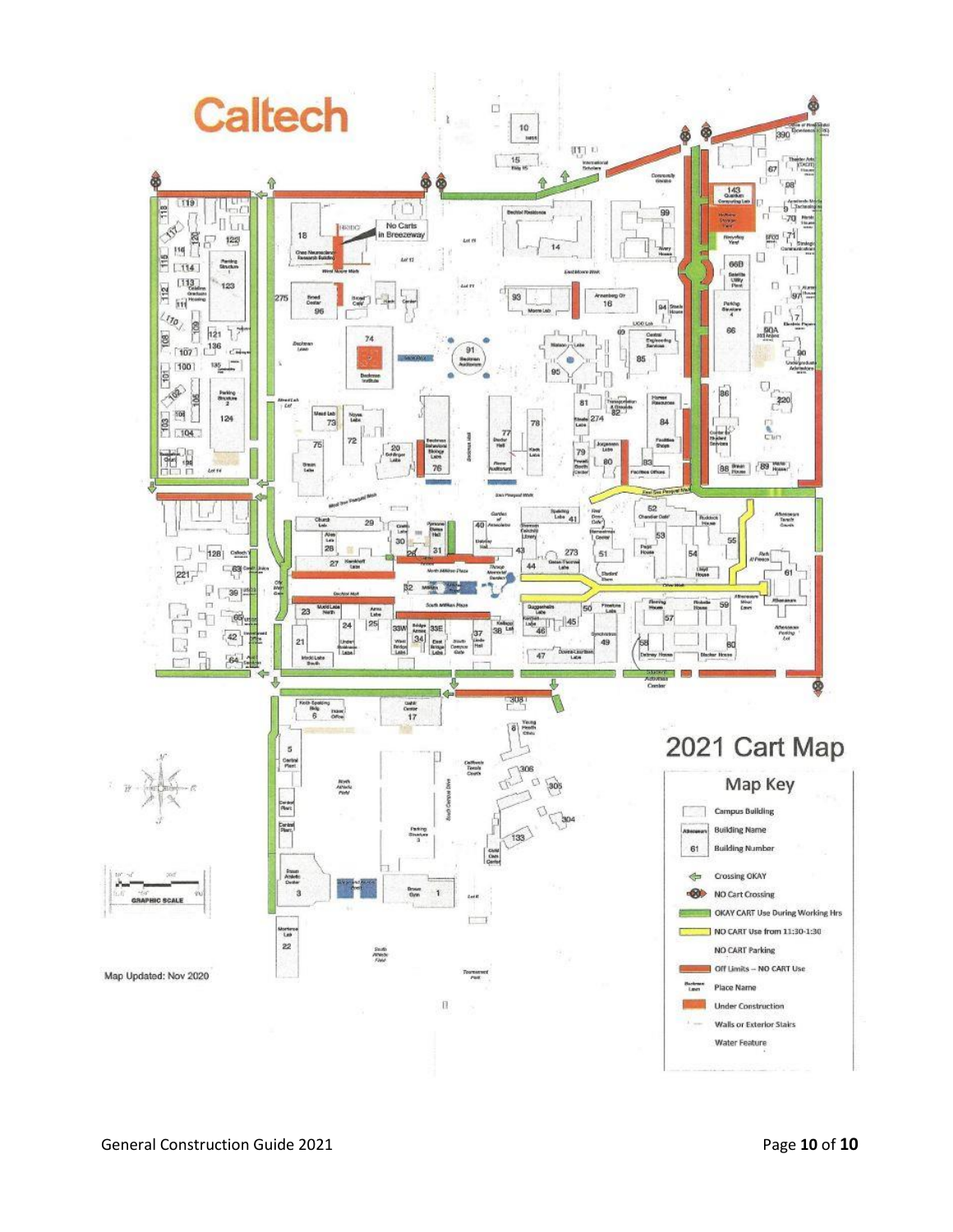# Caltech

# 2021 Cart Map

Map Key

- Campus Building
- Building Name
- Building Number
- Crossing OKAY
- NO Cart Crossing
- OKAY CART Use During Working Hrs
- NO CART Use from 11:30-1:30
- NO CART Parking
- Off Limits – NO CART Use
- Place Name
- Under Construction
- Walls or Exterior Stairs
- Water Feature

Map Updated: Nov 2020